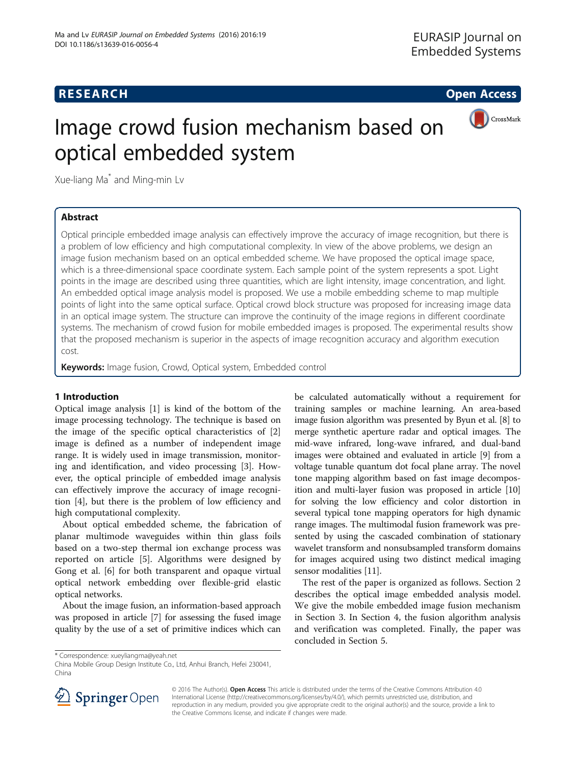# Image crowd fusion mechanism based on optical embedded system

Xue-liang Ma* and Ming-min Lv

## Abstract

Optical principle embedded image analysis can effectively improve the accuracy of image recognition, but there is a problem of low efficiency and high computational complexity. In view of the above problems, we design an image fusion mechanism based on an optical embedded scheme. We have proposed the optical image space, which is a three-dimensional space coordinate system. Each sample point of the system represents a spot. Light points in the image are described using three quantities, which are light intensity, image concentration, and light. An embedded optical image analysis model is proposed. We use a mobile embedding scheme to map multiple points of light into the same optical surface. Optical crowd block structure was proposed for increasing image data in an optical image system. The structure can improve the continuity of the image regions in different coordinate systems. The mechanism of crowd fusion for mobile embedded images is proposed. The experimental results show that the proposed mechanism is superior in the aspects of image recognition accuracy and algorithm execution cost.

**Keywords:** Image fusion, Crowd, Optical system, Embedded control

## 1 Introduction

Optical image analysis [1] is kind of the bottom of the image processing technology. The technique is based on the image of the specific optical characteristics of [2] image is defined as a number of independent image range. It is widely used in image transmission, monitoring and identification, and video processing [3]. However, the optical principle of embedded image analysis can effectively improve the accuracy of image recognition [4], but there is the problem of low efficiency and high computational complexity.

About optical embedded scheme, the fabrication of planar multimode waveguides within thin glass foils based on a two-step thermal ion exchange process was reported on article [5]. Algorithms were designed by Gong et al. [6] for both transparent and opaque virtual optical network embedding over flexible-grid elastic optical networks.

About the image fusion, an information-based approach was proposed in article [7] for assessing the fused image quality by the use of a set of primitive indices which can be calculated automatically without a requirement for training samples or machine learning. An area-based image fusion algorithm was presented by Byun et al. [8] to merge synthetic aperture radar and optical images. The mid-wave infrared, long-wave infrared, and dual-band images were obtained and evaluated in article [9] from a voltage tunable quantum dot focal plane array. The novel tone mapping algorithm based on fast image decomposition and multi-layer fusion was proposed in article [10] for solving the low efficiency and color distortion in several typical tone mapping operators for high dynamic range images. The multimodal fusion framework was presented by using the cascaded combination of stationary wavelet transform and nonsubsampled transform domains for images acquired using two distinct medical imaging sensor modalities [11].

The rest of the paper is organized as follows. Section 2 describes the optical image embedded analysis model. We give the mobile embedded image fusion mechanism in Section 3. In Section 4, the fusion algorithm analysis and verification was completed. Finally, the paper was concluded in Section 5.

\* Correspondence: xueyliangma@yeah.net

China Mobile Group Design Institute Co., Ltd, Anhui Branch, Hefei 230041, China

© 2016 The Author(s). **Open Access** This article is distributed under the terms of the Creative Commons Attribution 4.0 International License (http://creativecommons.org/licenses/by/4.0/), which permits unrestricted use, distribution, and reproduction in any medium, provided you give appropriate credit to the original author(s) and the source, provide a link to the Creative Commons license, and indicate if changes were made.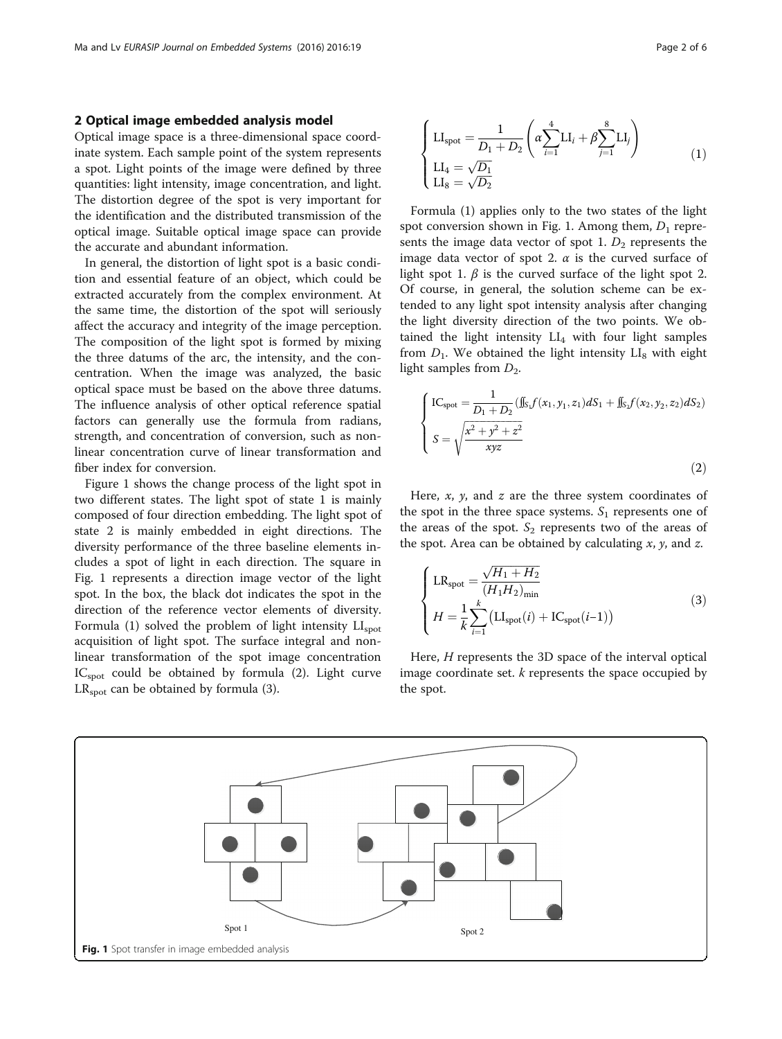## 2 Optical image embedded analysis model

Optical image space is a three-dimensional space coordinate system. Each sample point of the system represents a spot. Light points of the image were defined by three quantities: light intensity, image concentration, and light. The distortion degree of the spot is very important for the identification and the distributed transmission of the optical image. Suitable optical image space can provide the accurate and abundant information.

In general, the distortion of light spot is a basic condition and essential feature of an object, which could be extracted accurately from the complex environment. At the same time, the distortion of the spot will seriously affect the accuracy and integrity of the image perception. The composition of the light spot is formed by mixing the three datums of the arc, the intensity, and the concentration. When the image was analyzed, the basic optical space must be based on the above three datums. The influence analysis of other optical reference spatial factors can generally use the formula from radians, strength, and concentration of conversion, such as nonlinear concentration curve of linear transformation and fiber index for conversion.

Figure 1 shows the change process of the light spot in two different states. The light spot of state 1 is mainly composed of four direction embedding. The light spot of state 2 is mainly embedded in eight directions. The diversity performance of the three baseline elements includes a spot of light in each direction. The square in Fig. 1 represents a direction image vector of the light spot. In the box, the black dot indicates the spot in the direction of the reference vector elements of diversity. Formula (1) solved the problem of light intensity $\mathrm{LI_{spot}}$ acquisition of light spot. The surface integral and nonlinear transformation of the spot image concentration $\mathrm{IC_{spot}}$ could be obtained by formula (2). Light curve $\mathrm{LR_{spot}}$ can be obtained by formula (3).

$$\begin{cases} \mathrm{LI_{spot}} = \dfrac{1}{D_1 + D_2}\left(\alpha \displaystyle\sum_{i=1}^{4} \mathrm{LI}_i + \beta \sum_{j=1}^{8} \mathrm{LI}_j\right) \\ \mathrm{LI}_4 = \sqrt{D_1} \\ \mathrm{LI}_8 = \sqrt{D_2} \end{cases} \tag{1}$$

Formula (1) applies only to the two states of the light spot conversion shown in Fig. 1. Among them, $D_1$ represents the image data vector of spot 1. $D_2$ represents the image data vector of spot 2. $\alpha$ is the curved surface of light spot 1. $\beta$ is the curved surface of the light spot 2. Of course, in general, the solution scheme can be extended to any light spot intensity analysis after changing the light diversity direction of the two points. We obtained the light intensity $\mathrm{LI}_4$ with four light samples from $D_1$. We obtained the light intensity $\mathrm{LI}_8$ with eight light samples from $D_2$.

$$\begin{cases} \mathrm{IC_{spot}} = \dfrac{1}{D_1 + D_2}\left(\iint_{S_1} f(x_1, y_1, z_1)\, dS_1 + \iint_{S_2} f(x_2, y_2, z_2)\, dS_2\right) \\ S = \sqrt{\dfrac{x^2 + y^2 + z^2}{xyz}} \end{cases} \tag{2}$$

Here, $x$, $y$, and $z$ are the three system coordinates of the spot in the three space systems. $S_1$ represents one of the areas of the spot. $S_2$ represents two of the areas of the spot. Area can be obtained by calculating $x$, $y$, and $z$.

$$\begin{cases} \mathrm{LR_{spot}} = \dfrac{\sqrt{H_1 + H_2}}{(H_1 H_2)_{\min}} \\ H = \dfrac{1}{k} \displaystyle\sum_{i=1}^{k} \left(\mathrm{LI_{spot}}(i) + \mathrm{IC_{spot}}(i-1)\right) \end{cases} \tag{3}$$

Here, $H$ represents the 3D space of the interval optical image coordinate set. $k$ represents the space occupied by the spot.

Spot 1

Spot 2

**Fig. 1** Spot transfer in image embedded analysis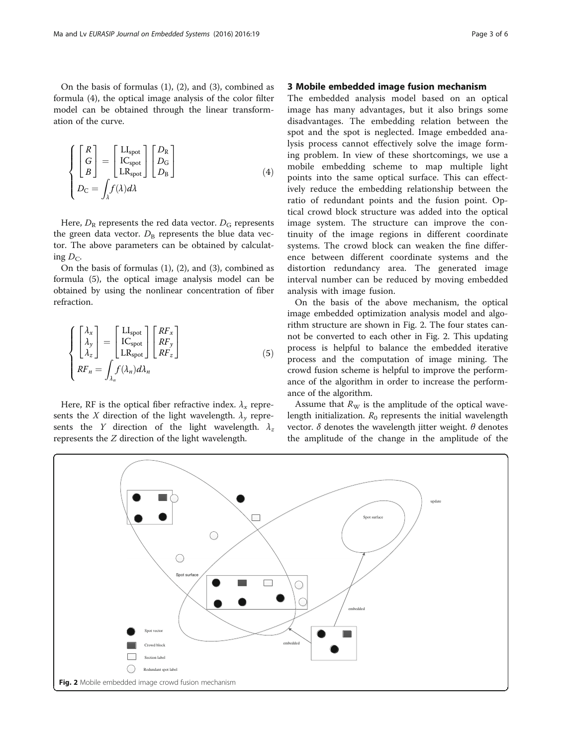On the basis of formulas (1), (2), and (3), combined as formula (4), the optical image analysis of the color filter model can be obtained through the linear transformation of the curve.

$$
\begin{cases}
\begin{bmatrix} R \\ G \\ B \end{bmatrix} = \begin{bmatrix} \mathrm{LI_{spot}} \\ \mathrm{IC_{spot}} \\ \mathrm{LR_{spot}} \end{bmatrix} \begin{bmatrix} D_{\mathrm{R}} \\ D_{\mathrm{G}} \\ D_{\mathrm{B}} \end{bmatrix} \\
D_{\mathrm{C}} = \int_{\lambda} f(\lambda) d\lambda
\end{cases}
\tag{4}
$$

Here, $D_{\mathrm{R}}$ represents the red data vector. $D_{\mathrm{G}}$ represents the green data vector. $D_{\mathrm{B}}$ represents the blue data vector. The above parameters can be obtained by calculating $D_{\mathrm{C}}$.

On the basis of formulas (1), (2), and (3), combined as formula (5), the optical image analysis model can be obtained by using the nonlinear concentration of fiber refraction.

$$
\begin{cases}
\begin{bmatrix} \lambda_x \\ \lambda_y \\ \lambda_z \end{bmatrix} = \begin{bmatrix} \mathrm{LI_{spot}} \\ \mathrm{IC_{spot}} \\ \mathrm{LR_{spot}} \end{bmatrix} \begin{bmatrix} RF_x \\ RF_y \\ RF_z \end{bmatrix} \\
RF_n = \int_{\lambda_n} f(\lambda_n) d\lambda_n
\end{cases}
\tag{5}
$$

Here, RF is the optical fiber refractive index. $\lambda_x$ represents the $X$ direction of the light wavelength. $\lambda_y$ represents the $Y$ direction of the light wavelength. $\lambda_z$ represents the $Z$ direction of the light wavelength.

## 3 Mobile embedded image fusion mechanism

The embedded analysis model based on an optical image has many advantages, but it also brings some disadvantages. The embedding relation between the spot and the spot is neglected. Image embedded analysis process cannot effectively solve the image forming problem. In view of these shortcomings, we use a mobile embedding scheme to map multiple light points into the same optical surface. This can effectively reduce the embedding relationship between the ratio of redundant points and the fusion point. Optical crowd block structure was added into the optical image system. The structure can improve the continuity of the image regions in different coordinate systems. The crowd block can weaken the fine difference between different coordinate systems and the distortion redundancy area. The generated image interval number can be reduced by moving embedded analysis with image fusion.

On the basis of the above mechanism, the optical image embedded optimization analysis model and algorithm structure are shown in Fig. 2. The four states cannot be converted to each other in Fig. 2. This updating process is helpful to balance the embedded iterative process and the computation of image mining. The crowd fusion scheme is helpful to improve the performance of the algorithm in order to increase the performance of the algorithm.

Assume that $R_{\mathrm{W}}$ is the amplitude of the optical wavelength initialization. $R_0$ represents the initial wavelength vector. $\delta$ denotes the wavelength jitter weight. $\theta$ denotes the amplitude of the change in the amplitude of the

**Fig. 2** Mobile embedded image crowd fusion mechanism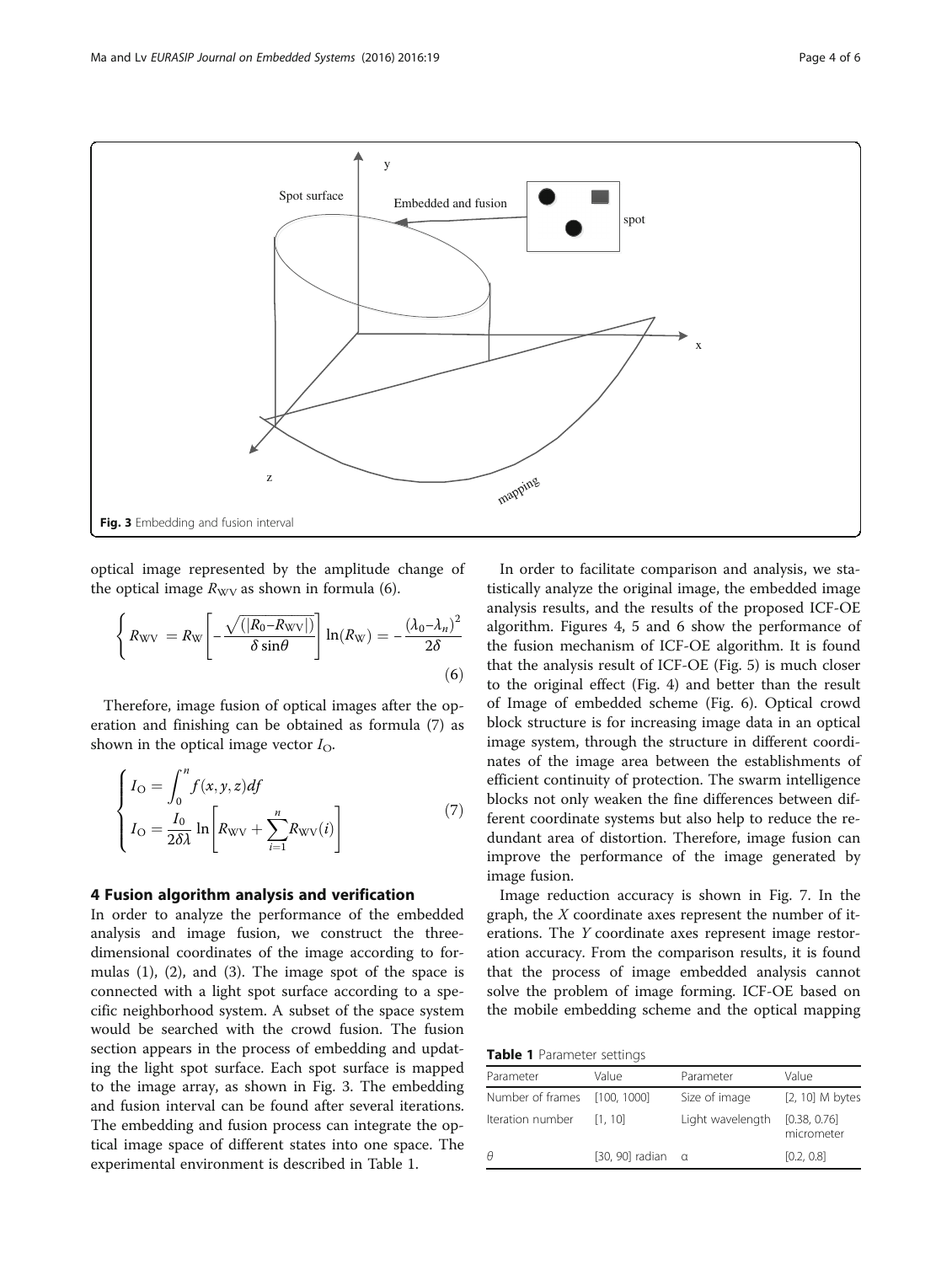Fig. 3 Embedding and fusion interval

optical image represented by the amplitude change of the optical image $R_{WV}$ as shown in formula (6).

$$\left\{ R_{WV} = R_W\left[-\frac{\sqrt{(|R_0 - R_{WV}|)}}{\delta \sin\theta}\right] \ln(R_W) = -\frac{(\lambda_0 - \lambda_n)^2}{2\delta} \right. \tag{6}$$

Therefore, image fusion of optical images after the operation and finishing can be obtained as formula (7) as shown in the optical image vector $I_O$.

$$\begin{cases} I_O = \int_0^n f(x,y,z)df \\ I_O = \frac{I_0}{2\delta\lambda} \ln\left[R_{WV} + \sum_{i=1}^{n} R_{WV}(i)\right] \end{cases} \tag{7}$$

## 4 Fusion algorithm analysis and verification

In order to analyze the performance of the embedded analysis and image fusion, we construct the three-dimensional coordinates of the image according to formulas (1), (2), and (3). The image spot of the space is connected with a light spot surface according to a specific neighborhood system. A subset of the space system would be searched with the crowd fusion. The fusion section appears in the process of embedding and updating the light spot surface. Each spot surface is mapped to the image array, as shown in Fig. 3. The embedding and fusion interval can be found after several iterations. The embedding and fusion process can integrate the optical image space of different states into one space. The experimental environment is described in Table 1.

In order to facilitate comparison and analysis, we statistically analyze the original image, the embedded image analysis results, and the results of the proposed ICF-OE algorithm. Figures 4, 5 and 6 show the performance of the fusion mechanism of ICF-OE algorithm. It is found that the analysis result of ICF-OE (Fig. 5) is much closer to the original effect (Fig. 4) and better than the result of Image of embedded scheme (Fig. 6). Optical crowd block structure is for increasing image data in an optical image system, through the structure in different coordinates of the image area between the establishments of efficient continuity of protection. The swarm intelligence blocks not only weaken the fine differences between different coordinate systems but also help to reduce the redundant area of distortion. Therefore, image fusion can improve the performance of the image generated by image fusion.

Image reduction accuracy is shown in Fig. 7. In the graph, the $X$ coordinate axes represent the number of iterations. The $Y$ coordinate axes represent image restoration accuracy. From the comparison results, it is found that the process of image embedded analysis cannot solve the problem of image forming. ICF-OE based on the mobile embedding scheme and the optical mapping

**Table 1** Parameter settings

| Parameter | Value | Parameter | Value |
|---|---|---|---|
| Number of frames | [100, 1000] | Size of image | [2, 10] M bytes |
| Iteration number | [1, 10] | Light wavelength | [0.38, 0.76] micrometer |
| $\theta$ | [30, 90] radian | $\alpha$ | [0.2, 0.8] |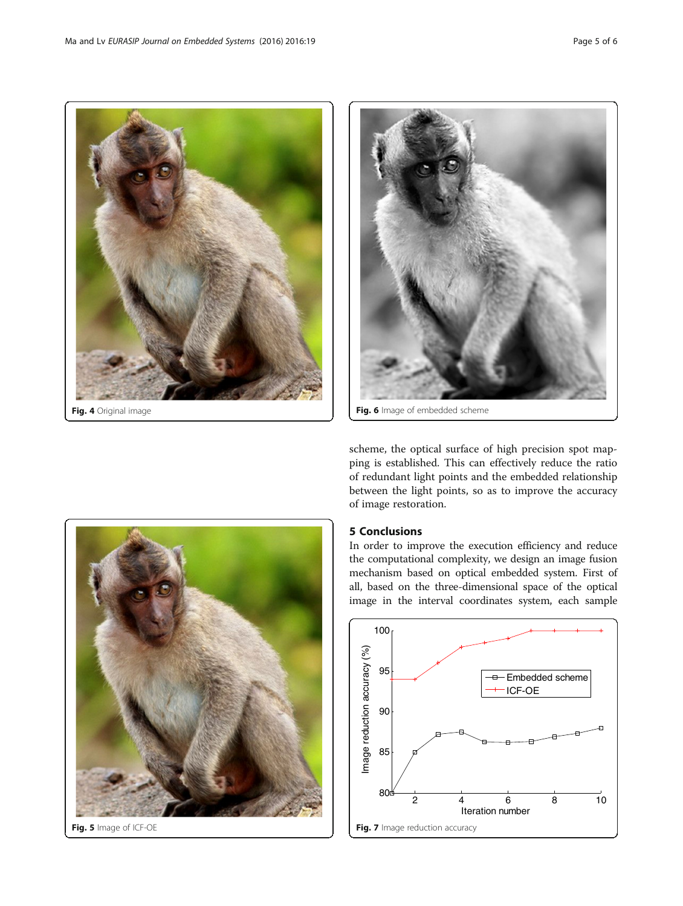Fig. 4 Original image

Fig. 6 Image of embedded scheme

scheme, the optical surface of high precision spot mapping is established. This can effectively reduce the ratio of redundant light points and the embedded relationship between the light points, so as to improve the accuracy of image restoration.

Fig. 5 Image of ICF-OE

## 5 Conclusions

In order to improve the execution efficiency and reduce the computational complexity, we design an image fusion mechanism based on optical embedded system. First of all, based on the three-dimensional space of the optical image in the interval coordinates system, each sample

Fig. 7 Image reduction accuracy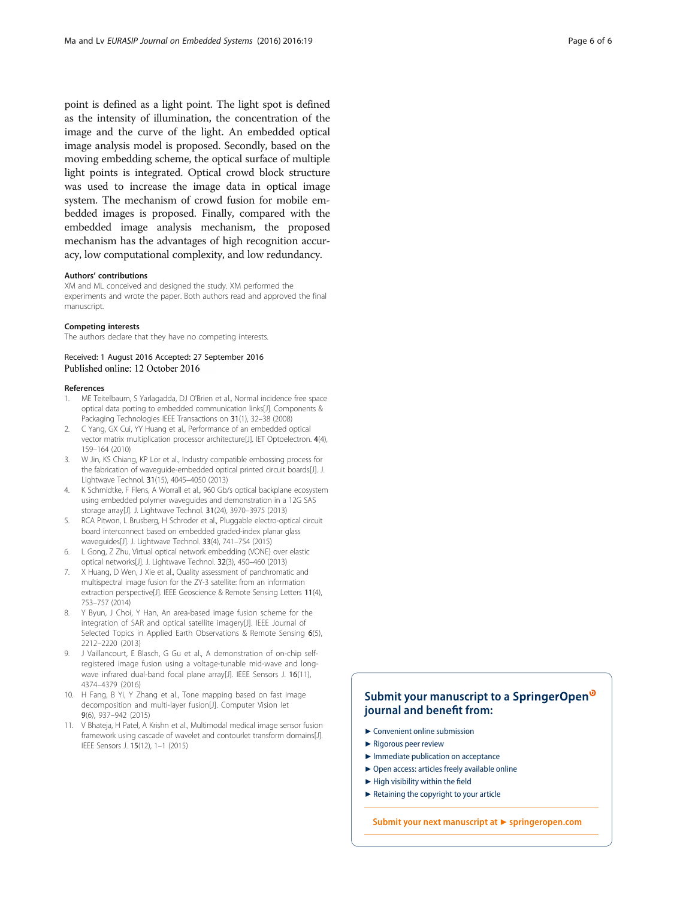point is defined as a light point. The light spot is defined as the intensity of illumination, the concentration of the image and the curve of the light. An embedded optical image analysis model is proposed. Secondly, based on the moving embedding scheme, the optical surface of multiple light points is integrated. Optical crowd block structure was used to increase the image data in optical image system. The mechanism of crowd fusion for mobile embedded images is proposed. Finally, compared with the embedded image analysis mechanism, the proposed mechanism has the advantages of high recognition accuracy, low computational complexity, and low redundancy.

#### Authors' contributions

XM and ML conceived and designed the study. XM performed the experiments and wrote the paper. Both authors read and approved the final manuscript.

#### Competing interests

The authors declare that they have no competing interests.

Received: 1 August 2016 Accepted: 27 September 2016
Published online: 12 October 2016

#### References

1. ME Teitelbaum, S Yarlagadda, DJ O'Brien et al., Normal incidence free space optical data porting to embedded communication links[J]. Components & Packaging Technologies IEEE Transactions on **31**(1), 32–38 (2008)
2. C Yang, GX Cui, YY Huang et al., Performance of an embedded optical vector matrix multiplication processor architecture[J]. IET Optoelectron. **4**(4), 159–164 (2010)
3. W Jin, KS Chiang, KP Lor et al., Industry compatible embossing process for the fabrication of waveguide-embedded optical printed circuit boards[J]. J. Lightwave Technol. **31**(15), 4045–4050 (2013)
4. K Schmidtke, F Flens, A Worrall et al., 960 Gb/s optical backplane ecosystem using embedded polymer waveguides and demonstration in a 12G SAS storage array[J]. J. Lightwave Technol. **31**(24), 3970–3975 (2013)
5. RCA Pitwon, L Brusberg, H Schroder et al., Pluggable electro-optical circuit board interconnect based on embedded graded-index planar glass waveguides[J]. J. Lightwave Technol. **33**(4), 741–754 (2015)
6. L Gong, Z Zhu, Virtual optical network embedding (VONE) over elastic optical networks[J]. J. Lightwave Technol. **32**(3), 450–460 (2013)
7. X Huang, D Wen, J Xie et al., Quality assessment of panchromatic and multispectral image fusion for the ZY-3 satellite: from an information extraction perspective[J]. IEEE Geoscience & Remote Sensing Letters **11**(4), 753–757 (2014)
8. Y Byun, J Choi, Y Han, An area-based image fusion scheme for the integration of SAR and optical satellite imagery[J]. IEEE Journal of Selected Topics in Applied Earth Observations & Remote Sensing **6**(5), 2212–2220 (2013)
9. J Vaillancourt, E Blasch, G Gu et al., A demonstration of on-chip self-registered image fusion using a voltage-tunable mid-wave and long-wave infrared dual-band focal plane array[J]. IEEE Sensors J. **16**(11), 4374–4379 (2016)
10. H Fang, B Yi, Y Zhang et al., Tone mapping based on fast image decomposition and multi-layer fusion[J]. Computer Vision Iet **9**(6), 937–942 (2015)
11. V Bhateja, H Patel, A Krishn et al., Multimodal medical image sensor fusion framework using cascade of wavelet and contourlet transform domains[J]. IEEE Sensors J. **15**(12), 1–1 (2015)

**Submit your manuscript to a SpringerOpen journal and benefit from:**

- ► Convenient online submission
- ► Rigorous peer review
- ► Immediate publication on acceptance
- ► Open access: articles freely available online
- ► High visibility within the field
- ► Retaining the copyright to your article

**Submit your next manuscript at ► springeropen.com**